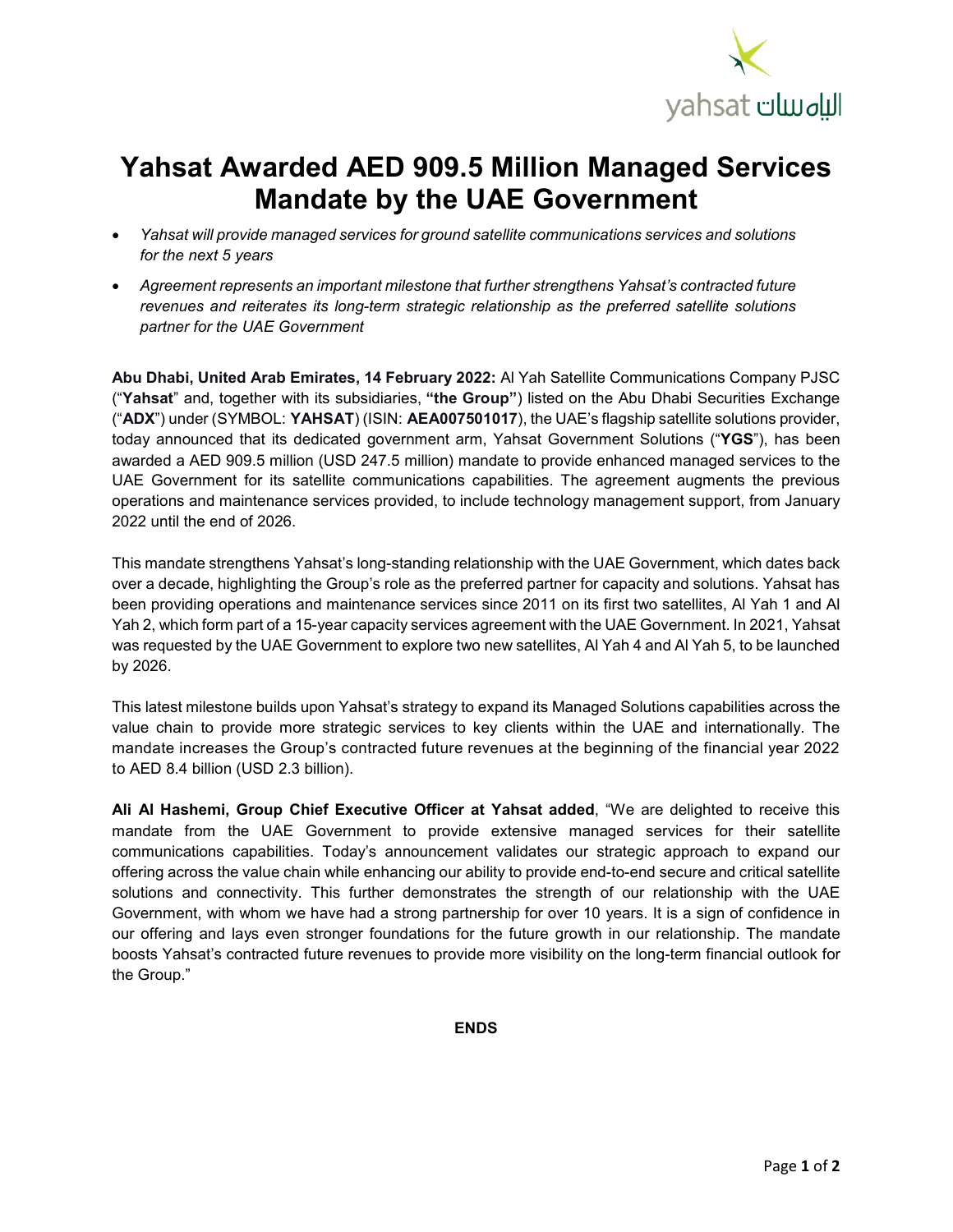# Yahsat Awarded AED 909.5 Million Managed Services Mandate by the UAE Government

- *Yahsat will provide managed services for ground satellite communications services and solutions for the next 5 years*
- *Agreement represents an important milestone that further strengthens Yahsat's contracted future revenues and reiterates its long-term strategic relationship as the preferred satellite solutions partner for the UAE Government*

**Abu Dhabi, United Arab Emirates, 14 February 2022:** Al Yah Satellite Communications Company PJSC ("**Yahsat**" and, together with its subsidiaries, **"the Group"**) listed on the Abu Dhabi Securities Exchange ("**ADX**") under (SYMBOL: **YAHSAT**) (ISIN: **AEA007501017**), the UAE's flagship satellite solutions provider, today announced that its dedicated government arm, Yahsat Government Solutions ("**YGS**"), has been awarded a AED 909.5 million (USD 247.5 million) mandate to provide enhanced managed services to the UAE Government for its satellite communications capabilities. The agreement augments the previous operations and maintenance services provided, to include technology management support, from January 2022 until the end of 2026.

This mandate strengthens Yahsat's long-standing relationship with the UAE Government, which dates back over a decade, highlighting the Group's role as the preferred partner for capacity and solutions. Yahsat has been providing operations and maintenance services since 2011 on its first two satellites, Al Yah 1 and Al Yah 2, which form part of a 15-year capacity services agreement with the UAE Government. In 2021, Yahsat was requested by the UAE Government to explore two new satellites, Al Yah 4 and Al Yah 5, to be launched by 2026.

This latest milestone builds upon Yahsat's strategy to expand its Managed Solutions capabilities across the value chain to provide more strategic services to key clients within the UAE and internationally. The mandate increases the Group's contracted future revenues at the beginning of the financial year 2022 to AED 8.4 billion (USD 2.3 billion).

**Ali Al Hashemi, Group Chief Executive Officer at Yahsat added**, "We are delighted to receive this mandate from the UAE Government to provide extensive managed services for their satellite communications capabilities. Today's announcement validates our strategic approach to expand our offering across the value chain while enhancing our ability to provide end-to-end secure and critical satellite solutions and connectivity. This further demonstrates the strength of our relationship with the UAE Government, with whom we have had a strong partnership for over 10 years. It is a sign of confidence in our offering and lays even stronger foundations for the future growth in our relationship. The mandate boosts Yahsat's contracted future revenues to provide more visibility on the long-term financial outlook for the Group."

**ENDS**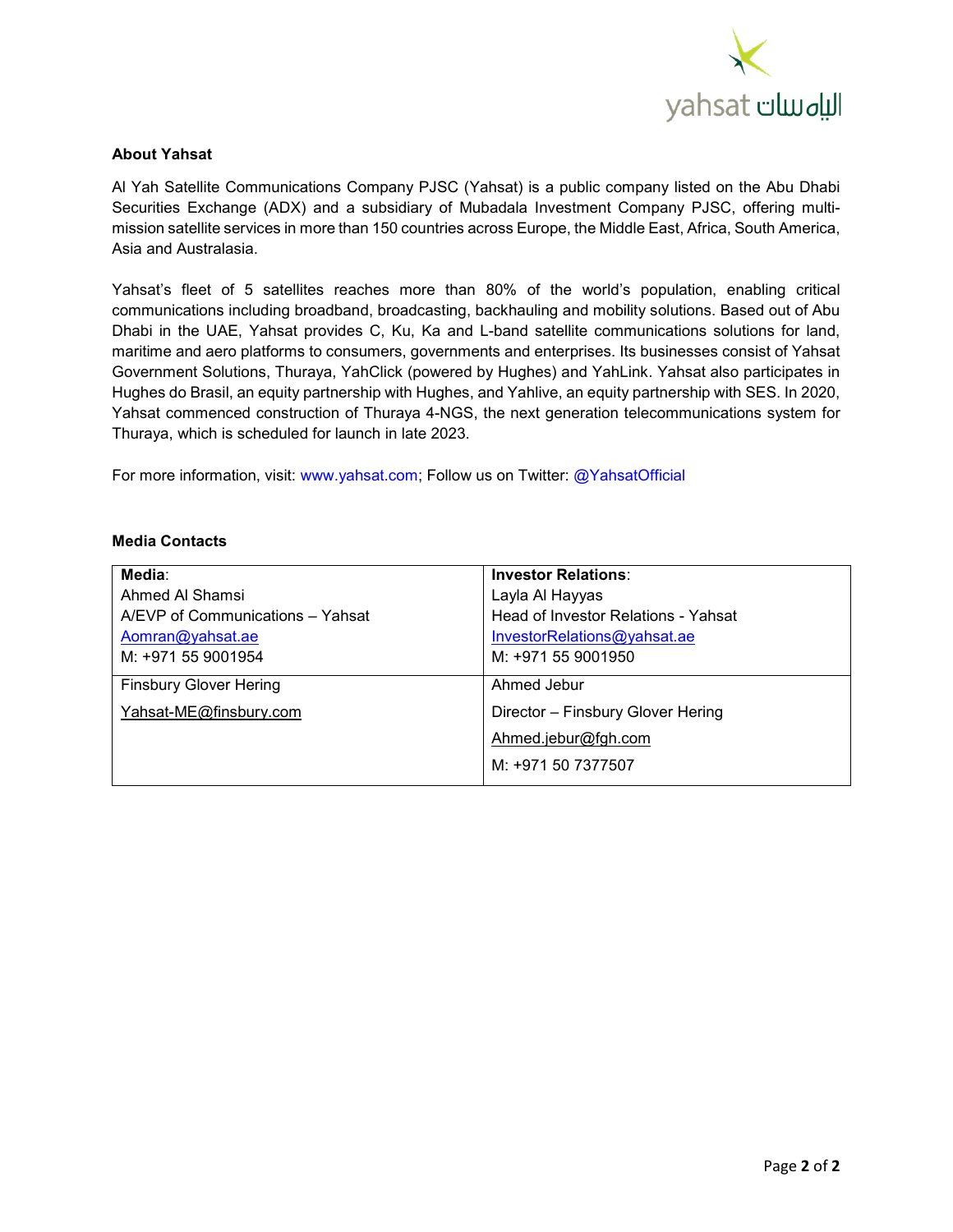## About Yahsat

Al Yah Satellite Communications Company PJSC (Yahsat) is a public company listed on the Abu Dhabi Securities Exchange (ADX) and a subsidiary of Mubadala Investment Company PJSC, offering multi-mission satellite services in more than 150 countries across Europe, the Middle East, Africa, South America, Asia and Australasia.

Yahsat's fleet of 5 satellites reaches more than 80% of the world's population, enabling critical communications including broadband, broadcasting, backhauling and mobility solutions. Based out of Abu Dhabi in the UAE, Yahsat provides C, Ku, Ka and L-band satellite communications solutions for land, maritime and aero platforms to consumers, governments and enterprises. Its businesses consist of Yahsat Government Solutions, Thuraya, YahClick (powered by Hughes) and YahLink. Yahsat also participates in Hughes do Brasil, an equity partnership with Hughes, and Yahlive, an equity partnership with SES. In 2020, Yahsat commenced construction of Thuraya 4-NGS, the next generation telecommunications system for Thuraya, which is scheduled for launch in late 2023.

For more information, visit: www.yahsat.com; Follow us on Twitter: @YahsatOfficial

## Media Contacts

| | |
|---|---|
| **Media**:<br>Ahmed Al Shamsi<br>A/EVP of Communications – Yahsat<br>Aomran@yahsat.ae<br>M: +971 55 9001954 | **Investor Relations**:<br>Layla Al Hayyas<br>Head of Investor Relations - Yahsat<br>InvestorRelations@yahsat.ae<br>M: +971 55 9001950 |
| Finsbury Glover Hering<br>Yahsat-ME@finsbury.com | Ahmed Jebur<br>Director – Finsbury Glover Hering<br>Ahmed.jebur@fgh.com<br>M: +971 50 7377507 |